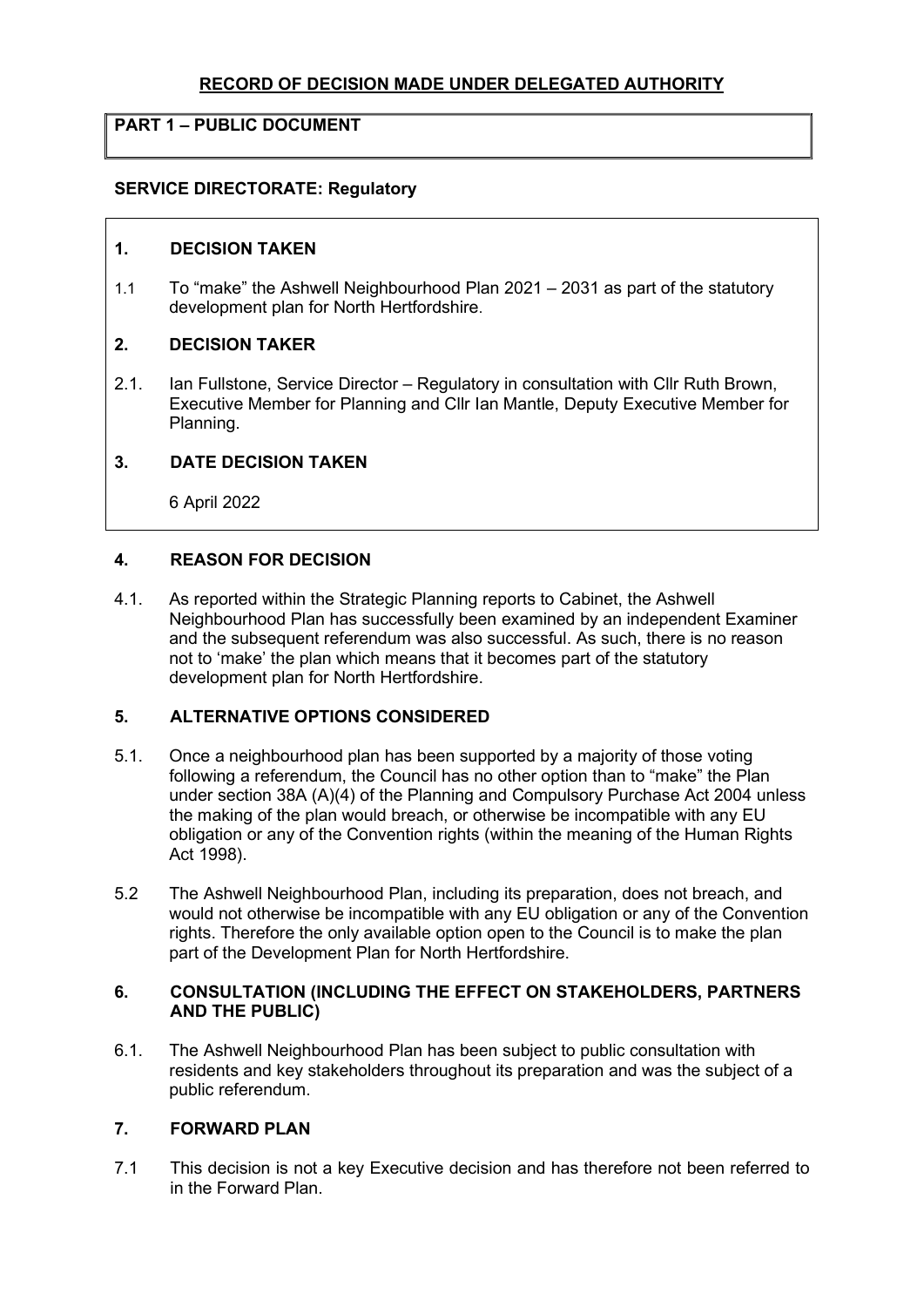# RECORD OF DECISION MADE UNDER DELEGATED AUTHORITY

**PART 1 – PUBLIC DOCUMENT**

**SERVICE DIRECTORATE: Regulatory**

## 1. DECISION TAKEN

1.1 To "make" the Ashwell Neighbourhood Plan 2021 – 2031 as part of the statutory development plan for North Hertfordshire.

## 2. DECISION TAKER

2.1. Ian Fullstone, Service Director – Regulatory in consultation with Cllr Ruth Brown, Executive Member for Planning and Cllr Ian Mantle, Deputy Executive Member for Planning.

## 3. DATE DECISION TAKEN

6 April 2022

## 4. REASON FOR DECISION

4.1. As reported within the Strategic Planning reports to Cabinet, the Ashwell Neighbourhood Plan has successfully been examined by an independent Examiner and the subsequent referendum was also successful. As such, there is no reason not to 'make' the plan which means that it becomes part of the statutory development plan for North Hertfordshire.

## 5. ALTERNATIVE OPTIONS CONSIDERED

5.1. Once a neighbourhood plan has been supported by a majority of those voting following a referendum, the Council has no other option than to "make" the Plan under section 38A (A)(4) of the Planning and Compulsory Purchase Act 2004 unless the making of the plan would breach, or otherwise be incompatible with any EU obligation or any of the Convention rights (within the meaning of the Human Rights Act 1998).

5.2 The Ashwell Neighbourhood Plan, including its preparation, does not breach, and would not otherwise be incompatible with any EU obligation or any of the Convention rights. Therefore the only available option open to the Council is to make the plan part of the Development Plan for North Hertfordshire.

## 6. CONSULTATION (INCLUDING THE EFFECT ON STAKEHOLDERS, PARTNERS AND THE PUBLIC)

6.1. The Ashwell Neighbourhood Plan has been subject to public consultation with residents and key stakeholders throughout its preparation and was the subject of a public referendum.

## 7. FORWARD PLAN

7.1 This decision is not a key Executive decision and has therefore not been referred to in the Forward Plan.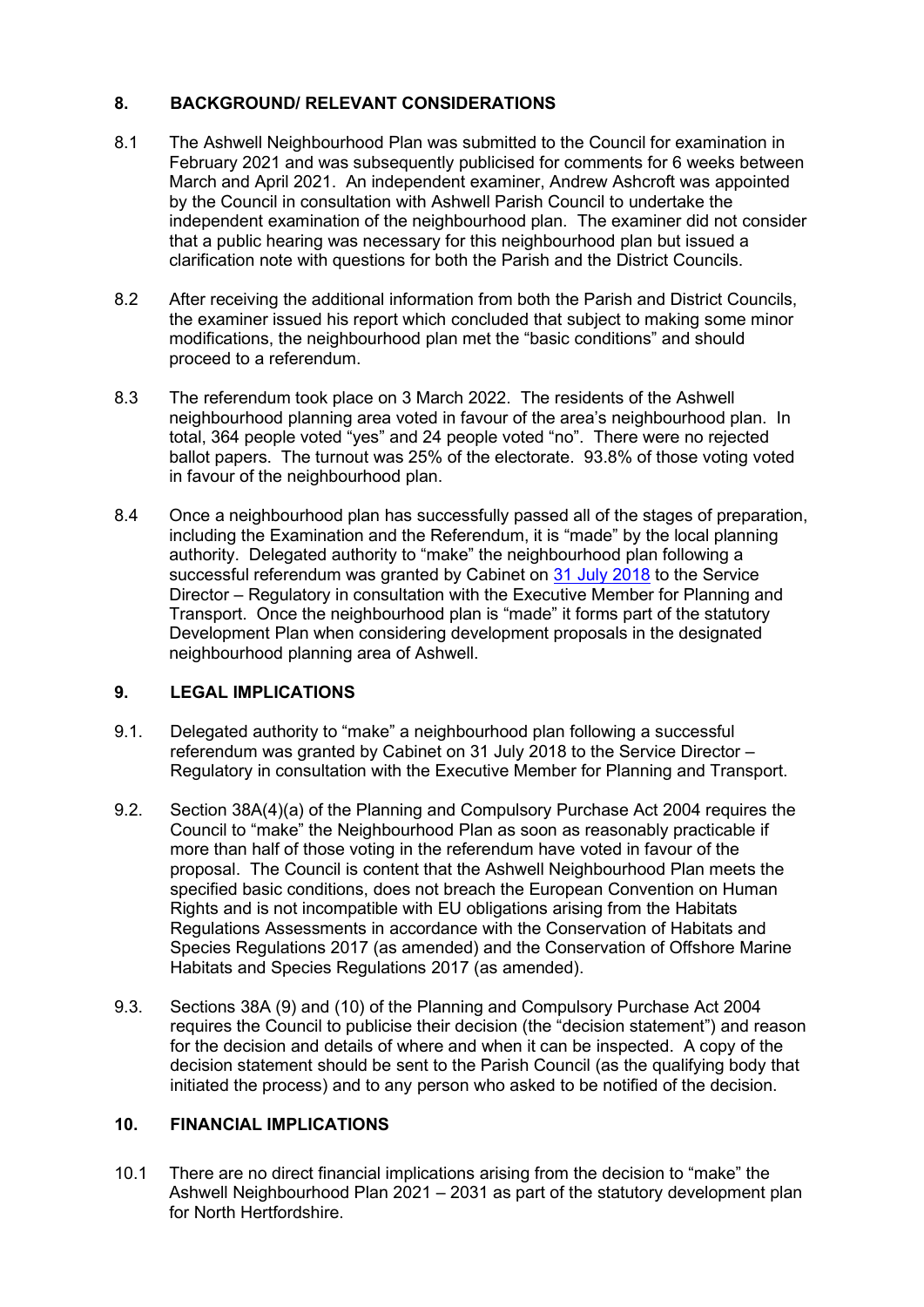## 8. BACKGROUND/ RELEVANT CONSIDERATIONS

8.1 The Ashwell Neighbourhood Plan was submitted to the Council for examination in February 2021 and was subsequently publicised for comments for 6 weeks between March and April 2021. An independent examiner, Andrew Ashcroft was appointed by the Council in consultation with Ashwell Parish Council to undertake the independent examination of the neighbourhood plan. The examiner did not consider that a public hearing was necessary for this neighbourhood plan but issued a clarification note with questions for both the Parish and the District Councils.

8.2 After receiving the additional information from both the Parish and District Councils, the examiner issued his report which concluded that subject to making some minor modifications, the neighbourhood plan met the "basic conditions" and should proceed to a referendum.

8.3 The referendum took place on 3 March 2022. The residents of the Ashwell neighbourhood planning area voted in favour of the area's neighbourhood plan. In total, 364 people voted "yes" and 24 people voted "no". There were no rejected ballot papers. The turnout was 25% of the electorate. 93.8% of those voting voted in favour of the neighbourhood plan.

8.4 Once a neighbourhood plan has successfully passed all of the stages of preparation, including the Examination and the Referendum, it is "made" by the local planning authority. Delegated authority to "make" the neighbourhood plan following a successful referendum was granted by Cabinet on 31 July 2018 to the Service Director – Regulatory in consultation with the Executive Member for Planning and Transport. Once the neighbourhood plan is "made" it forms part of the statutory Development Plan when considering development proposals in the designated neighbourhood planning area of Ashwell.

## 9. LEGAL IMPLICATIONS

9.1. Delegated authority to "make" a neighbourhood plan following a successful referendum was granted by Cabinet on 31 July 2018 to the Service Director – Regulatory in consultation with the Executive Member for Planning and Transport.

9.2. Section 38A(4)(a) of the Planning and Compulsory Purchase Act 2004 requires the Council to "make" the Neighbourhood Plan as soon as reasonably practicable if more than half of those voting in the referendum have voted in favour of the proposal. The Council is content that the Ashwell Neighbourhood Plan meets the specified basic conditions, does not breach the European Convention on Human Rights and is not incompatible with EU obligations arising from the Habitats Regulations Assessments in accordance with the Conservation of Habitats and Species Regulations 2017 (as amended) and the Conservation of Offshore Marine Habitats and Species Regulations 2017 (as amended).

9.3. Sections 38A (9) and (10) of the Planning and Compulsory Purchase Act 2004 requires the Council to publicise their decision (the "decision statement") and reason for the decision and details of where and when it can be inspected. A copy of the decision statement should be sent to the Parish Council (as the qualifying body that initiated the process) and to any person who asked to be notified of the decision.

## 10. FINANCIAL IMPLICATIONS

10.1 There are no direct financial implications arising from the decision to "make" the Ashwell Neighbourhood Plan 2021 – 2031 as part of the statutory development plan for North Hertfordshire.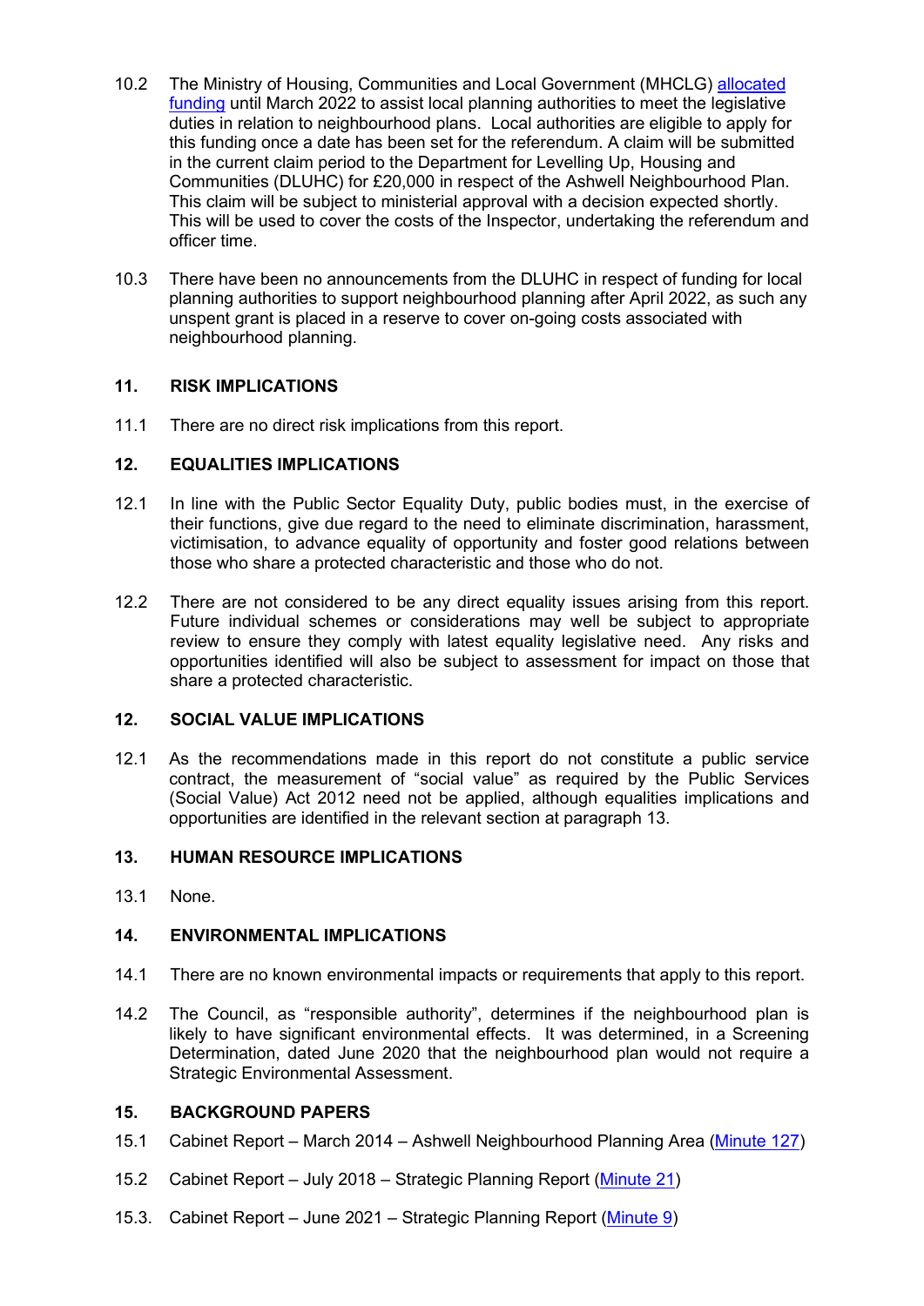10.2 The Ministry of Housing, Communities and Local Government (MHCLG) allocated funding until March 2022 to assist local planning authorities to meet the legislative duties in relation to neighbourhood plans. Local authorities are eligible to apply for this funding once a date has been set for the referendum. A claim will be submitted in the current claim period to the Department for Levelling Up, Housing and Communities (DLUHC) for £20,000 in respect of the Ashwell Neighbourhood Plan. This claim will be subject to ministerial approval with a decision expected shortly. This will be used to cover the costs of the Inspector, undertaking the referendum and officer time.

10.3 There have been no announcements from the DLUHC in respect of funding for local planning authorities to support neighbourhood planning after April 2022, as such any unspent grant is placed in a reserve to cover on-going costs associated with neighbourhood planning.

## 11. RISK IMPLICATIONS

11.1 There are no direct risk implications from this report.

## 12. EQUALITIES IMPLICATIONS

12.1 In line with the Public Sector Equality Duty, public bodies must, in the exercise of their functions, give due regard to the need to eliminate discrimination, harassment, victimisation, to advance equality of opportunity and foster good relations between those who share a protected characteristic and those who do not.

12.2 There are not considered to be any direct equality issues arising from this report. Future individual schemes or considerations may well be subject to appropriate review to ensure they comply with latest equality legislative need. Any risks and opportunities identified will also be subject to assessment for impact on those that share a protected characteristic.

## 12. SOCIAL VALUE IMPLICATIONS

12.1 As the recommendations made in this report do not constitute a public service contract, the measurement of "social value" as required by the Public Services (Social Value) Act 2012 need not be applied, although equalities implications and opportunities are identified in the relevant section at paragraph 13.

## 13. HUMAN RESOURCE IMPLICATIONS

13.1 None.

## 14. ENVIRONMENTAL IMPLICATIONS

14.1 There are no known environmental impacts or requirements that apply to this report.

14.2 The Council, as "responsible authority", determines if the neighbourhood plan is likely to have significant environmental effects. It was determined, in a Screening Determination, dated June 2020 that the neighbourhood plan would not require a Strategic Environmental Assessment.

## 15. BACKGROUND PAPERS

15.1 Cabinet Report – March 2014 – Ashwell Neighbourhood Planning Area (Minute 127)

15.2 Cabinet Report – July 2018 – Strategic Planning Report (Minute 21)

15.3. Cabinet Report – June 2021 – Strategic Planning Report (Minute 9)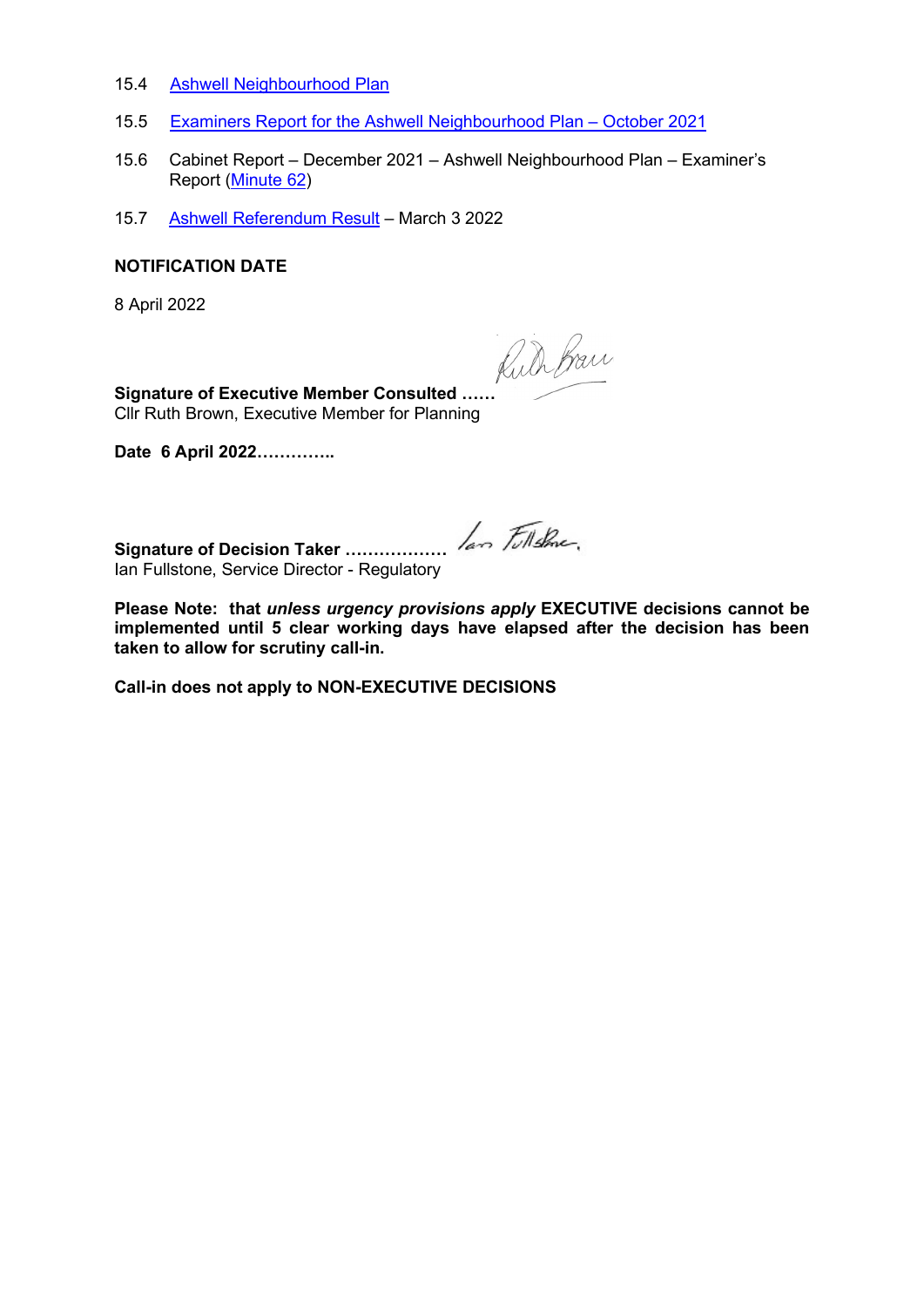15.4 Ashwell Neighbourhood Plan

15.5 Examiners Report for the Ashwell Neighbourhood Plan – October 2021

15.6 Cabinet Report – December 2021 – Ashwell Neighbourhood Plan – Examiner's Report (Minute 62)

15.7 Ashwell Referendum Result – March 3 2022

**NOTIFICATION DATE**

8 April 2022

**Signature of Executive Member Consulted ……**
Cllr Ruth Brown, Executive Member for Planning

**Date 6 April 2022…………..**

**Signature of Decision Taker ………………**
Ian Fullstone, Service Director - Regulatory

**Please Note: that *unless urgency provisions apply* EXECUTIVE decisions cannot be implemented until 5 clear working days have elapsed after the decision has been taken to allow for scrutiny call-in.**

**Call-in does not apply to NON-EXECUTIVE DECISIONS**